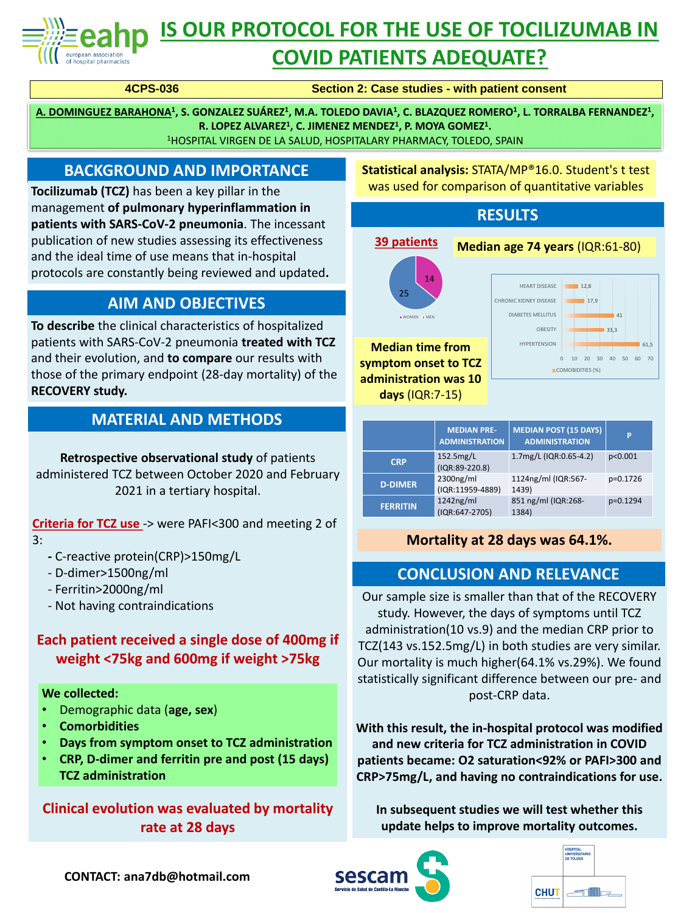# IS OUR PROTOCOL FOR THE USE OF TOCILIZUMAB IN COVID PATIENTS ADEQUATE?

**4CPS-036** — **Section 2: Case studies - with patient consent**

**A. DOMINGUEZ BARAHONA[1], S. GONZALEZ SUÁREZ[1], M.A. TOLEDO DAVIA[1], C. BLAZQUEZ ROMERO[1], L. TORRALBA FERNANDEZ[1], R. LOPEZ ALVAREZ[1], C. JIMENEZ MENDEZ[1], P. MOYA GOMEZ[1].**

[1]HOSPITAL VIRGEN DE LA SALUD, HOSPITALARY PHARMACY, TOLEDO, SPAIN

## BACKGROUND AND IMPORTANCE

**Tocilizumab (TCZ)** has been a key pillar in the management **of pulmonary hyperinflammation in patients with SARS-CoV-2 pneumonia**. The incessant publication of new studies assessing its effectiveness and the ideal time of use means that in-hospital protocols are constantly being reviewed and updated**.**

## AIM AND OBJECTIVES

**To describe** the clinical characteristics of hospitalized patients with SARS-CoV-2 pneumonia **treated with TCZ** and their evolution, and **to compare** our results with those of the primary endpoint (28-day mortality) of the **RECOVERY study.**

## MATERIAL AND METHODS

**Retrospective observational study** of patients administered TCZ between October 2020 and February 2021 in a tertiary hospital.

Criteria for TCZ use -> were PAFI<300 and meeting 2 of 3:

- C-reactive protein(CRP)>150mg/L
- D-dimer>1500ng/ml
- Ferritin>2000ng/ml
- Not having contraindications

**Each patient received a single dose of 400mg if weight <75kg and 600mg if weight >75kg**

**We collected:**

- Demographic data (**age, sex**)
- **Comorbidities**
- **Days from symptom onset to TCZ administration**
- **CRP, D-dimer and ferritin pre and post (15 days) TCZ administration**

**Clinical evolution was evaluated by mortality rate at 28 days**

**Statistical analysis:** STATA/MP®16.0. Student's t test was used for comparison of quantitative variables

## RESULTS

**39 patients**

**Median age 74 years** (IQR:61-80)

Sex: 14 WOMEN, 25 MEN

Comorbidities (%):

- Heart disease: 12,8
- Chronic kidney disease: 17,9
- Diabetes mellitus: 41
- Obesity: 33,3
- Hypertension: 61,5

**Median time from symptom onset to TCZ administration was 10 days** (IQR:7-15)

| | MEDIAN PRE-ADMINISTRATION | MEDIAN POST (15 DAYS) ADMINISTRATION | P |
|---|---|---|---|
| CRP | 152.5mg/L (IQR:89-220.8) | 1.7mg/L (IQR:0.65-4.2) | p<0.001 |
| D-DIMER | 2300ng/ml (IQR:11959-4889) | 1124ng/ml (IQR:567-1439) | p=0.1726 |
| FERRITIN | 1242ng/ml (IQR:647-2705) | 851 ng/ml (IQR:268-1384) | p=0.1294 |

**Mortality at 28 days was 64.1%.**

## CONCLUSION AND RELEVANCE

Our sample size is smaller than that of the RECOVERY study. However, the days of symptoms until TCZ administration(10 vs.9) and the median CRP prior to TCZ(143 vs.152.5mg/L) in both studies are very similar. Our mortality is much higher(64.1% vs.29%). We found statistically significant difference between our pre- and post-CRP data.

**With this result, the in-hospital protocol was modified and new criteria for TCZ administration in COVID patients became: O2 saturation<92% or PAFI>300 and CRP>75mg/L, and having no contraindications for use.**

**In subsequent studies we will test whether this update helps to improve mortality outcomes.**

**CONTACT: ana7db@hotmail.com**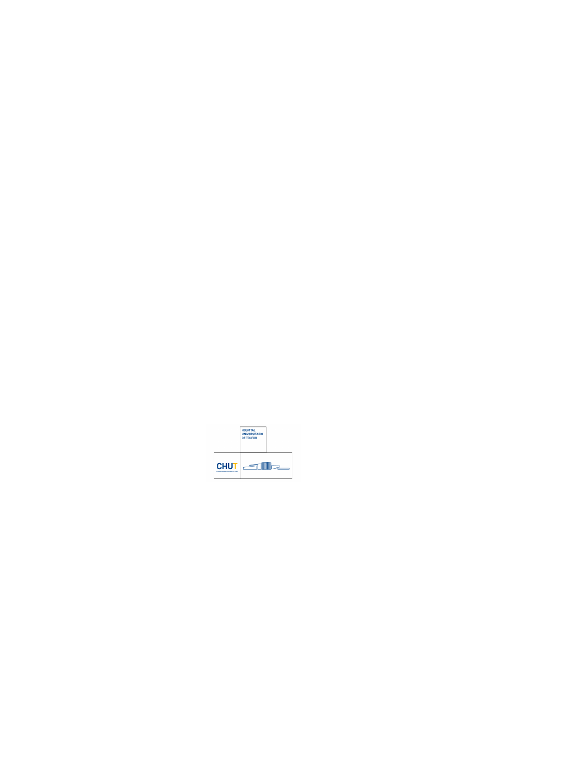HOSPITAL
UNIVERSITARIO
DE TOLEDO

CHUT